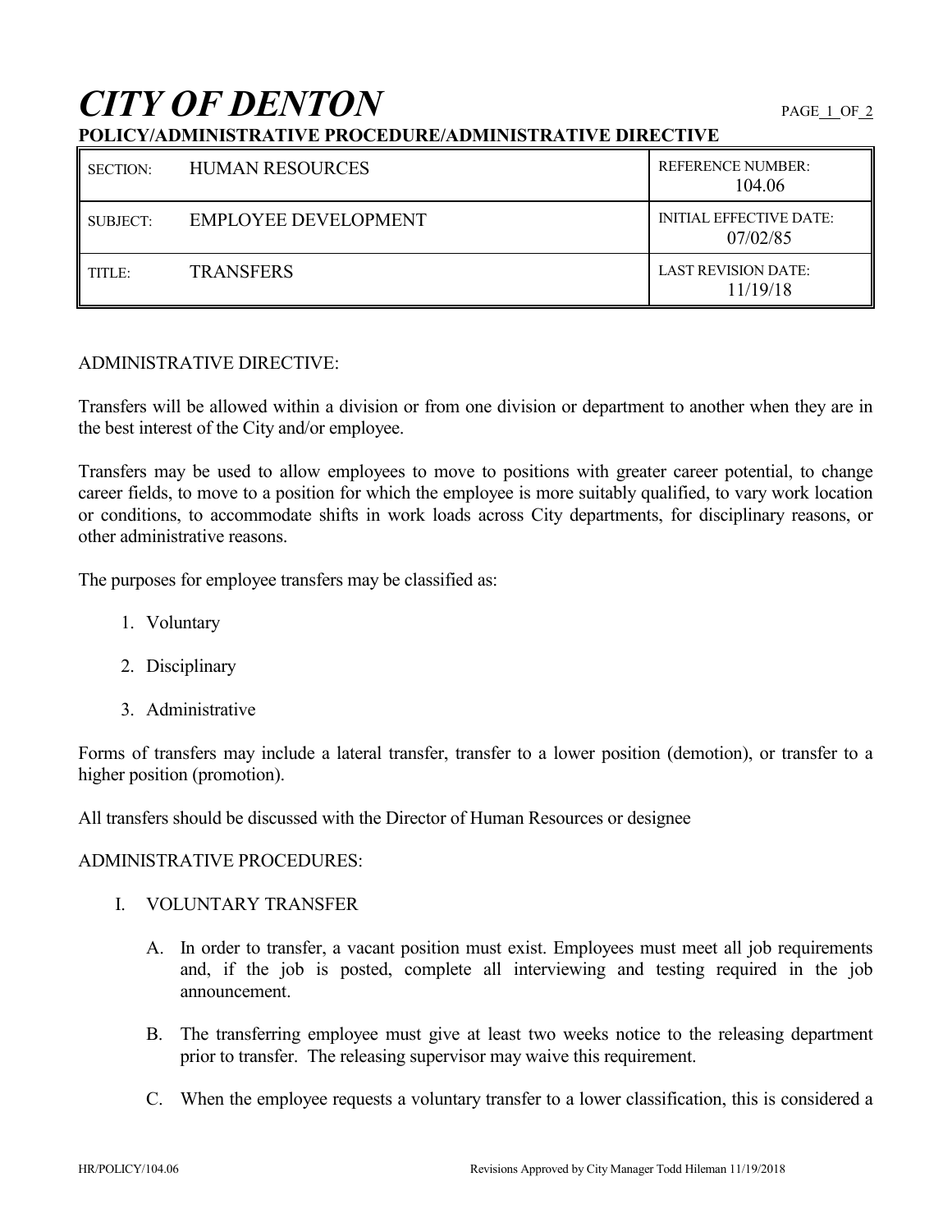# CITY OF DENTON

**POLICY/ADMINISTRATIVE PROCEDURE/ADMINISTRATIVE DIRECTIVE**

| | | |
|---|---|---|
| SECTION: | HUMAN RESOURCES | REFERENCE NUMBER: 104.06 |
| SUBJECT: | EMPLOYEE DEVELOPMENT | INITIAL EFFECTIVE DATE: 07/02/85 |
| TITLE: | TRANSFERS | LAST REVISION DATE: 11/19/18 |

ADMINISTRATIVE DIRECTIVE:

Transfers will be allowed within a division or from one division or department to another when they are in the best interest of the City and/or employee.

Transfers may be used to allow employees to move to positions with greater career potential, to change career fields, to move to a position for which the employee is more suitably qualified, to vary work location or conditions, to accommodate shifts in work loads across City departments, for disciplinary reasons, or other administrative reasons.

The purposes for employee transfers may be classified as:

1. Voluntary
2. Disciplinary
3. Administrative

Forms of transfers may include a lateral transfer, transfer to a lower position (demotion), or transfer to a higher position (promotion).

All transfers should be discussed with the Director of Human Resources or designee

ADMINISTRATIVE PROCEDURES:

I. VOLUNTARY TRANSFER

   A. In order to transfer, a vacant position must exist. Employees must meet all job requirements and, if the job is posted, complete all interviewing and testing required in the job announcement.

   B. The transferring employee must give at least two weeks notice to the releasing department prior to transfer. The releasing supervisor may waive this requirement.

   C. When the employee requests a voluntary transfer to a lower classification, this is considered a

HR/POLICY/104.06 Revisions Approved by City Manager Todd Hileman 11/19/2018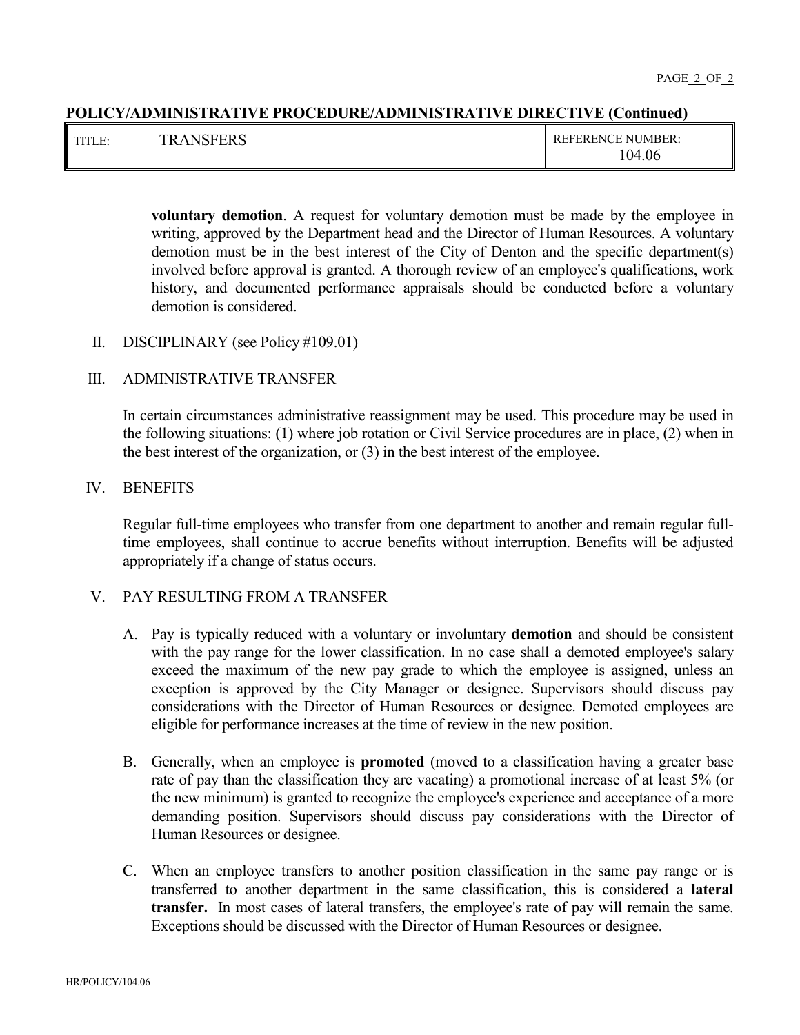**POLICY/ADMINISTRATIVE PROCEDURE/ADMINISTRATIVE DIRECTIVE (Continued)**

| TITLE: TRANSFERS | REFERENCE NUMBER: 104.06 |
|---|---|

**voluntary demotion**. A request for voluntary demotion must be made by the employee in writing, approved by the Department head and the Director of Human Resources. A voluntary demotion must be in the best interest of the City of Denton and the specific department(s) involved before approval is granted. A thorough review of an employee's qualifications, work history, and documented performance appraisals should be conducted before a voluntary demotion is considered.

II. DISCIPLINARY (see Policy #109.01)

III. ADMINISTRATIVE TRANSFER

In certain circumstances administrative reassignment may be used. This procedure may be used in the following situations: (1) where job rotation or Civil Service procedures are in place, (2) when in the best interest of the organization, or (3) in the best interest of the employee.

IV. BENEFITS

Regular full-time employees who transfer from one department to another and remain regular full-time employees, shall continue to accrue benefits without interruption. Benefits will be adjusted appropriately if a change of status occurs.

V. PAY RESULTING FROM A TRANSFER

A. Pay is typically reduced with a voluntary or involuntary **demotion** and should be consistent with the pay range for the lower classification. In no case shall a demoted employee's salary exceed the maximum of the new pay grade to which the employee is assigned, unless an exception is approved by the City Manager or designee. Supervisors should discuss pay considerations with the Director of Human Resources or designee. Demoted employees are eligible for performance increases at the time of review in the new position.

B. Generally, when an employee is **promoted** (moved to a classification having a greater base rate of pay than the classification they are vacating) a promotional increase of at least 5% (or the new minimum) is granted to recognize the employee's experience and acceptance of a more demanding position. Supervisors should discuss pay considerations with the Director of Human Resources or designee.

C. When an employee transfers to another position classification in the same pay range or is transferred to another department in the same classification, this is considered a **lateral transfer.** In most cases of lateral transfers, the employee's rate of pay will remain the same. Exceptions should be discussed with the Director of Human Resources or designee.